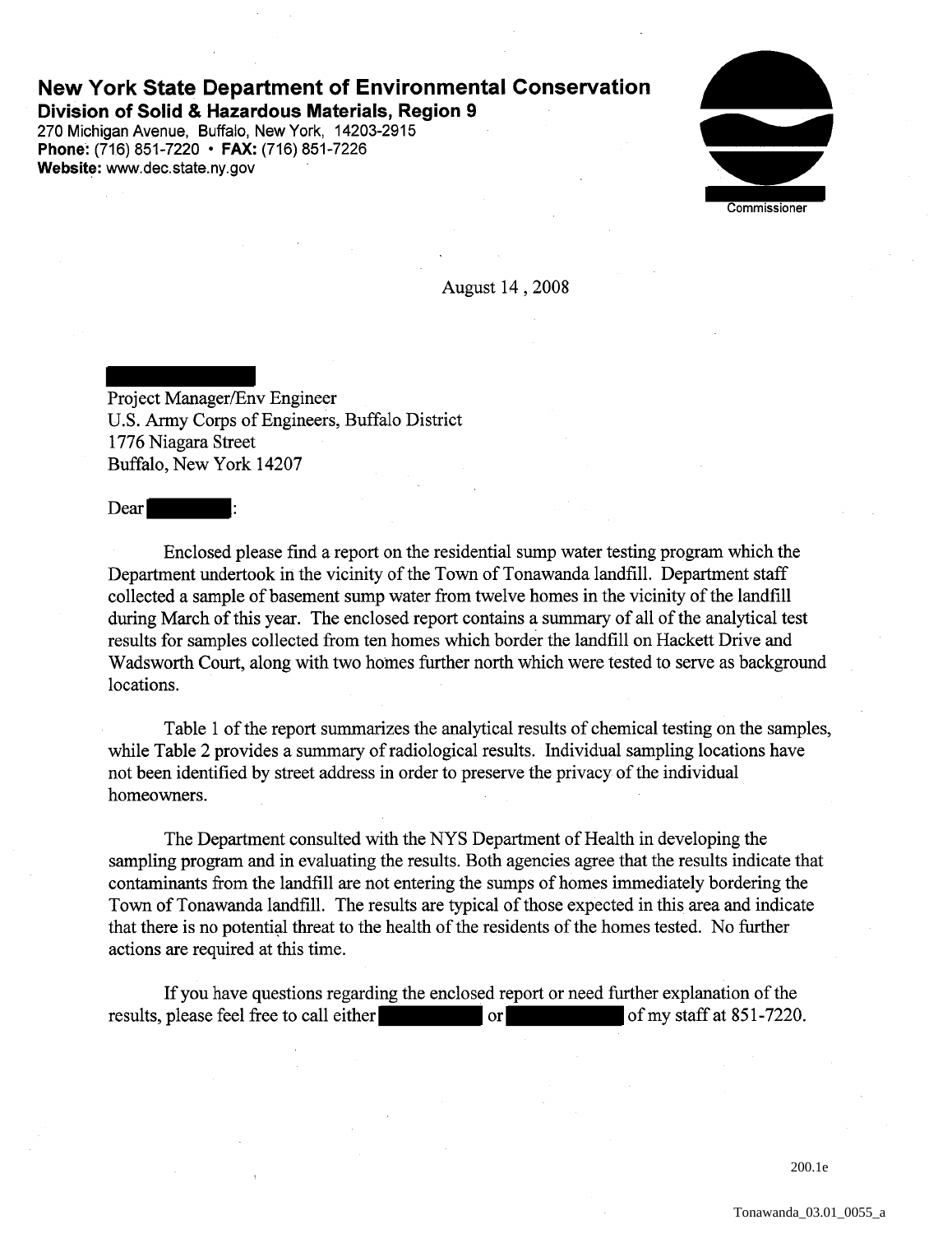# New York State Department of Environmental Conservation

**Division of Solid & Hazardous Materials, Region 9**
270 Michigan Avenue, Buffalo, New York, 14203-2915
**Phone:** (716) 851-7220 • **FAX:** (716) 851-7226
**Website:** www.dec.state.ny.gov

Commissioner

August 14 , 2008

Project Manager/Env Engineer
U.S. Army Corps of Engineers, Buffalo District
1776 Niagara Street
Buffalo, New York 14207

Dear :

Enclosed please find a report on the residential sump water testing program which the Department undertook in the vicinity of the Town of Tonawanda landfill. Department staff collected a sample of basement sump water from twelve homes in the vicinity of the landfill during March of this year. The enclosed report contains a summary of all of the analytical test results for samples collected from ten homes which border the landfill on Hackett Drive and Wadsworth Court, along with two homes further north which were tested to serve as background locations.

Table 1 of the report summarizes the analytical results of chemical testing on the samples, while Table 2 provides a summary of radiological results. Individual sampling locations have not been identified by street address in order to preserve the privacy of the individual homeowners.

The Department consulted with the NYS Department of Health in developing the sampling program and in evaluating the results. Both agencies agree that the results indicate that contaminants from the landfill are not entering the sumps of homes immediately bordering the Town of Tonawanda landfill. The results are typical of those expected in this area and indicate that there is no potential threat to the health of the residents of the homes tested. No further actions are required at this time.

If you have questions regarding the enclosed report or need further explanation of the results, please feel free to call either or of my staff at 851-7220.

200.1e

Tonawanda_03.01_0055_a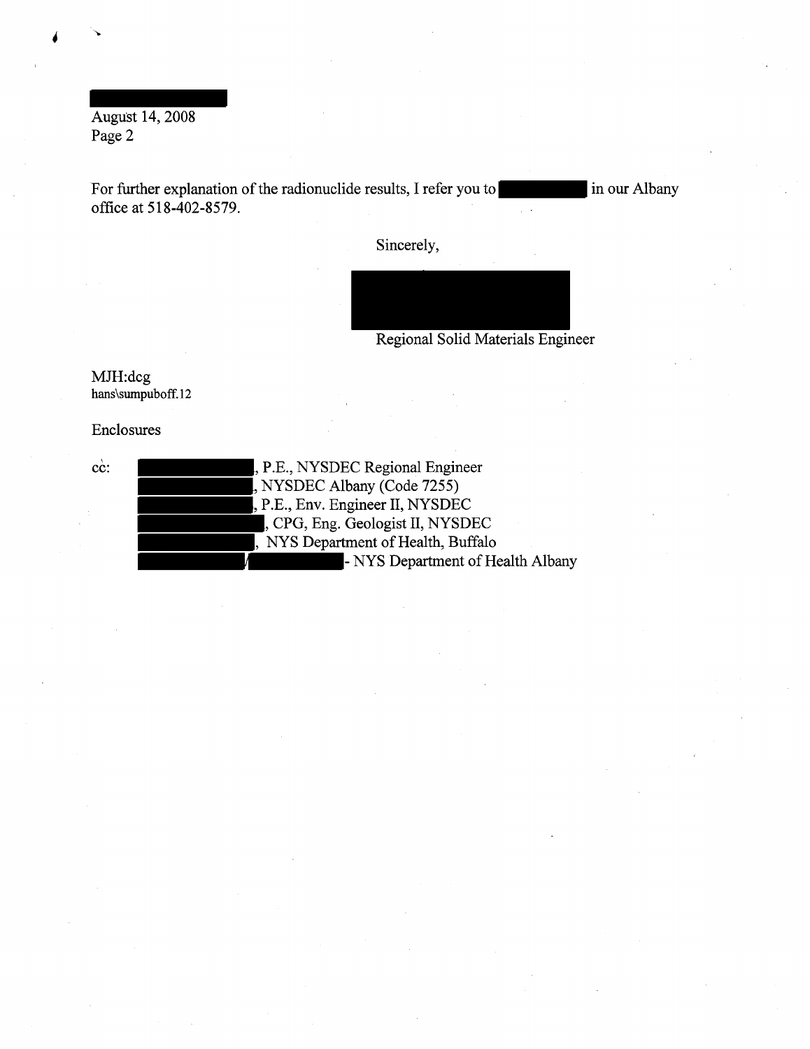August 14, 2008
Page 2

For further explanation of the radionuclide results, I refer you to [REDACTED] in our Albany office at 518-402-8579.

Sincerely,

[REDACTED]

Regional Solid Materials Engineer

MJH:dcg
hans\sumpuboff.12

Enclosures

cc: [REDACTED], P.E., NYSDEC Regional Engineer
[REDACTED], NYSDEC Albany (Code 7255)
[REDACTED], P.E., Env. Engineer II, NYSDEC
[REDACTED], CPG, Eng. Geologist II, NYSDEC
[REDACTED], NYS Department of Health, Buffalo
[REDACTED]/[REDACTED] - NYS Department of Health Albany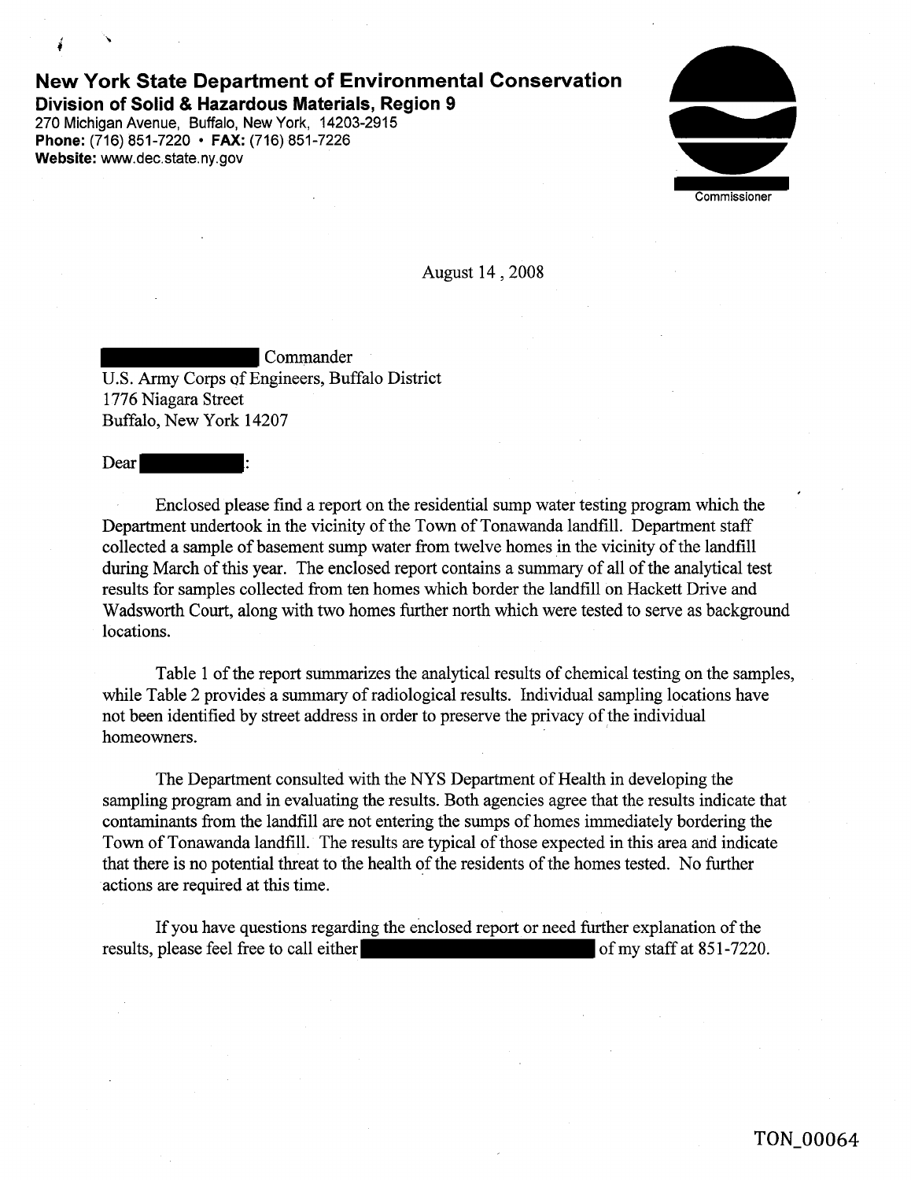**New York State Department of Environmental Conservation**
**Division of Solid & Hazardous Materials, Region 9**
270 Michigan Avenue, Buffalo, New York, 14203-2915
**Phone:** (716) 851-7220 • **FAX:** (716) 851-7226
**Website:** www.dec.state.ny.gov

Commissioner

August 14 , 2008

Commander
U.S. Army Corps of Engineers, Buffalo District
1776 Niagara Street
Buffalo, New York 14207

Dear :

Enclosed please find a report on the residential sump water testing program which the Department undertook in the vicinity of the Town of Tonawanda landfill. Department staff collected a sample of basement sump water from twelve homes in the vicinity of the landfill during March of this year. The enclosed report contains a summary of all of the analytical test results for samples collected from ten homes which border the landfill on Hackett Drive and Wadsworth Court, along with two homes further north which were tested to serve as background locations.

Table 1 of the report summarizes the analytical results of chemical testing on the samples, while Table 2 provides a summary of radiological results. Individual sampling locations have not been identified by street address in order to preserve the privacy of the individual homeowners.

The Department consulted with the NYS Department of Health in developing the sampling program and in evaluating the results. Both agencies agree that the results indicate that contaminants from the landfill are not entering the sumps of homes immediately bordering the Town of Tonawanda landfill. The results are typical of those expected in this area and indicate that there is no potential threat to the health of the residents of the homes tested. No further actions are required at this time.

If you have questions regarding the enclosed report or need further explanation of the results, please feel free to call either of my staff at 851-7220.

TON_00064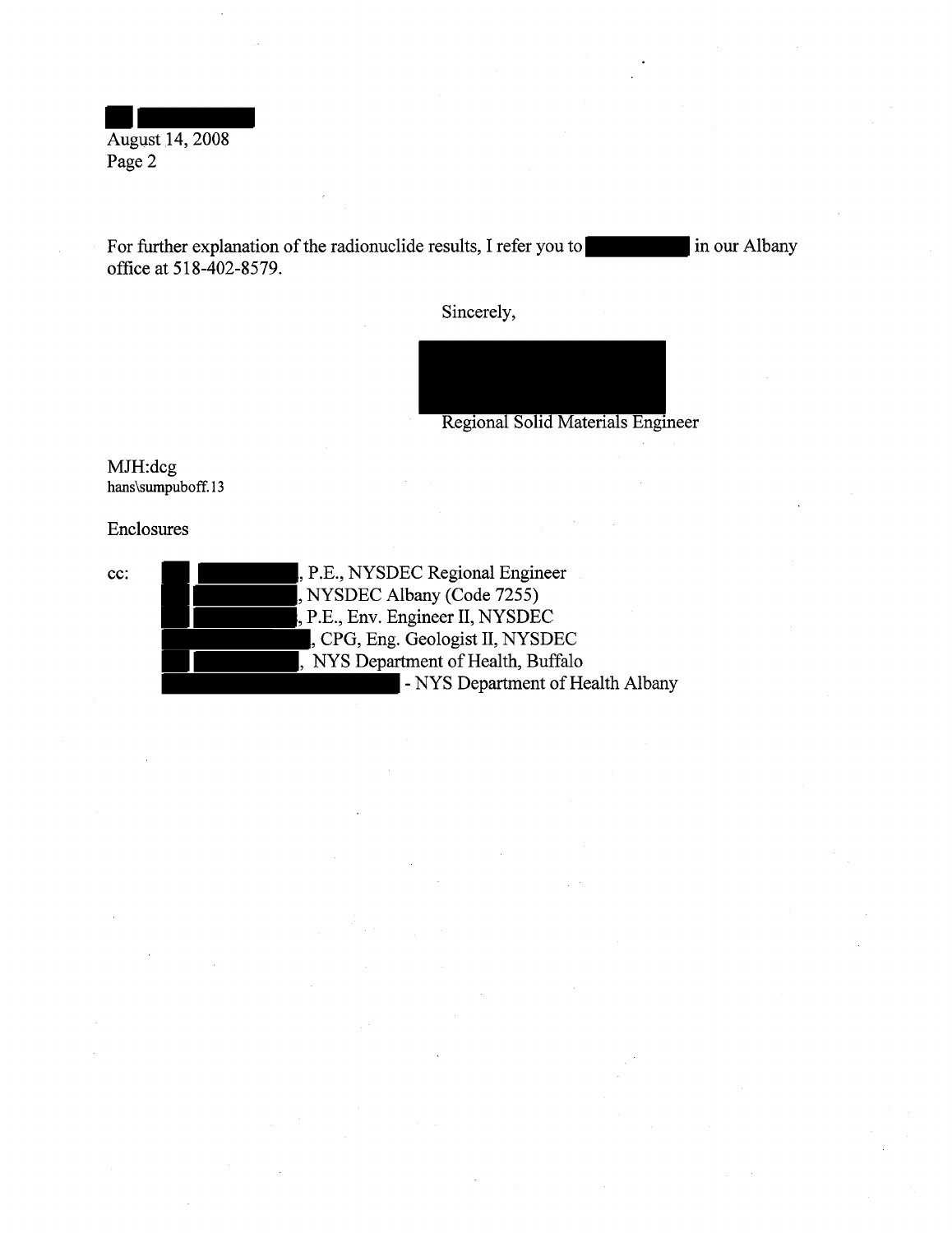For further explanation of the radionuclide results, I refer you to [REDACTED] in our Albany office at 518-402-8579.

Sincerely,

[REDACTED]

Regional Solid Materials Engineer

MJH:dcg
hans\sumpuboff.13

Enclosures

cc: [REDACTED], P.E., NYSDEC Regional Engineer
[REDACTED], NYSDEC Albany (Code 7255)
[REDACTED], P.E., Env. Engineer II, NYSDEC
[REDACTED], CPG, Eng. Geologist II, NYSDEC
[REDACTED], NYS Department of Health, Buffalo
[REDACTED] - NYS Department of Health Albany